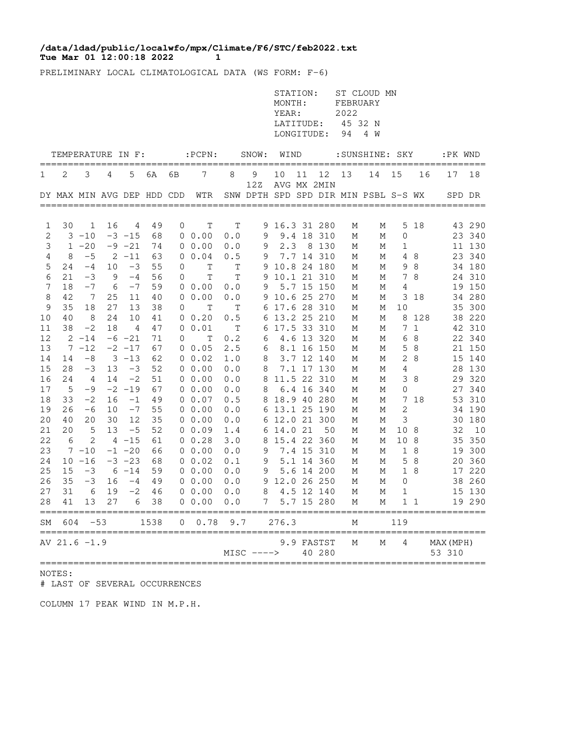**/data/ldad/public/localwfo/mpx/Climate/F6/STC/feb2022.txt**
**Tue Mar 01 12:00:18 2022 1**

PRELIMINARY LOCAL CLIMATOLOGICAL DATA (WS FORM: F-6)

STATION: ST CLOUD MN
MONTH: FEBRUARY
YEAR: 2022
LATITUDE: 45 32 N
LONGITUDE: 94 4 W

| TEMPERATURE IN F: | | | | | | | :PCPN: | SNOW: | | WIND | | | :SUNSHINE: | | SKY | | :PK WND | |
|---|---|---|---|---|---|---|---|---|---|---|---|---|---|---|---|---|---|---|
| 1 | 2 | 3 | 4 | 5 | 6A | 6B | 7 | 8 | 9 12Z | 10 | 11 | 12 | 13 | 14 | 15 | 16 | 17 | 18 |
| DY | MAX | MIN | AVG | DEP | HDD | CDD | WTR | SNW | DPTH | AVG SPD | MX SPD | 2MIN DIR | MIN | PSBL | S-S | WX | SPD | DR |
| 1 | 30 | 1 | 16 | 4 | 49 | 0 | T | T | 9 | 16.3 | 31 | 280 | M | M | 5 | 18 | 43 | 290 |
| 2 | 3 | -10 | -3 | -15 | 68 | 0 | 0.00 | 0.0 | 9 | 9.4 | 18 | 310 | M | M | 0 | | 23 | 340 |
| 3 | 1 | -20 | -9 | -21 | 74 | 0 | 0.00 | 0.0 | 9 | 2.3 | 8 | 130 | M | M | 1 | | 11 | 130 |
| 4 | 8 | -5 | 2 | -11 | 63 | 0 | 0.04 | 0.5 | 9 | 7.7 | 14 | 310 | M | M | 4 | 8 | 23 | 340 |
| 5 | 24 | -4 | 10 | -3 | 55 | 0 | T | T | 9 | 10.8 | 24 | 180 | M | M | 9 | 8 | 34 | 180 |
| 6 | 21 | -3 | 9 | -4 | 56 | 0 | T | T | 9 | 10.1 | 21 | 310 | M | M | 7 | 8 | 24 | 310 |
| 7 | 18 | -7 | 6 | -7 | 59 | 0 | 0.00 | 0.0 | 9 | 5.7 | 15 | 150 | M | M | 4 | | 19 | 150 |
| 8 | 42 | 7 | 25 | 11 | 40 | 0 | 0.00 | 0.0 | 9 | 10.6 | 25 | 270 | M | M | 3 | 18 | 34 | 280 |
| 9 | 35 | 18 | 27 | 13 | 38 | 0 | T | T | 6 | 17.6 | 28 | 310 | M | M | 10 | | 35 | 300 |
| 10 | 40 | 8 | 24 | 10 | 41 | 0 | 0.20 | 0.5 | 6 | 13.2 | 25 | 210 | M | M | 8 | 128 | 38 | 220 |
| 11 | 38 | -2 | 18 | 4 | 47 | 0 | 0.01 | T | 6 | 17.5 | 33 | 310 | M | M | 7 | 1 | 42 | 310 |
| 12 | 2 | -14 | -6 | -21 | 71 | 0 | T | 0.2 | 6 | 4.6 | 13 | 320 | M | M | 6 | 8 | 22 | 340 |
| 13 | 7 | -12 | -2 | -17 | 67 | 0 | 0.05 | 2.5 | 6 | 8.1 | 16 | 150 | M | M | 5 | 8 | 21 | 150 |
| 14 | 14 | -8 | 3 | -13 | 62 | 0 | 0.02 | 1.0 | 8 | 3.7 | 12 | 140 | M | M | 2 | 8 | 15 | 140 |
| 15 | 28 | -3 | 13 | -3 | 52 | 0 | 0.00 | 0.0 | 8 | 7.1 | 17 | 130 | M | M | 4 | | 28 | 130 |
| 16 | 24 | 4 | 14 | -2 | 51 | 0 | 0.00 | 0.0 | 8 | 11.5 | 22 | 310 | M | M | 3 | 8 | 29 | 320 |
| 17 | 5 | -9 | -2 | -19 | 67 | 0 | 0.00 | 0.0 | 8 | 6.4 | 16 | 340 | M | M | 0 | | 27 | 340 |
| 18 | 33 | -2 | 16 | -1 | 49 | 0 | 0.07 | 0.5 | 8 | 18.9 | 40 | 280 | M | M | 7 | 18 | 53 | 310 |
| 19 | 26 | -6 | 10 | -7 | 55 | 0 | 0.00 | 0.0 | 6 | 13.1 | 25 | 190 | M | M | 2 | | 34 | 190 |
| 20 | 40 | 20 | 30 | 12 | 35 | 0 | 0.00 | 0.0 | 6 | 12.0 | 21 | 300 | M | M | 3 | | 30 | 180 |
| 21 | 20 | 5 | 13 | -5 | 52 | 0 | 0.09 | 1.4 | 6 | 14.0 | 21 | 50 | M | M | 10 | 8 | 32 | 10 |
| 22 | 6 | 2 | 4 | -15 | 61 | 0 | 0.28 | 3.0 | 8 | 15.4 | 22 | 360 | M | M | 10 | 8 | 35 | 350 |
| 23 | 7 | -10 | -1 | -20 | 66 | 0 | 0.00 | 0.0 | 9 | 7.4 | 15 | 310 | M | M | 1 | 8 | 19 | 300 |
| 24 | 10 | -16 | -3 | -23 | 68 | 0 | 0.02 | 0.1 | 9 | 5.1 | 14 | 360 | M | M | 5 | 8 | 20 | 360 |
| 25 | 15 | -3 | 6 | -14 | 59 | 0 | 0.00 | 0.0 | 9 | 5.6 | 14 | 200 | M | M | 1 | 8 | 17 | 220 |
| 26 | 35 | -3 | 16 | -4 | 49 | 0 | 0.00 | 0.0 | 9 | 12.0 | 26 | 250 | M | M | 0 | | 38 | 260 |
| 27 | 31 | 6 | 19 | -2 | 46 | 0 | 0.00 | 0.0 | 8 | 4.5 | 12 | 140 | M | M | 1 | | 15 | 130 |
| 28 | 41 | 13 | 27 | 6 | 38 | 0 | 0.00 | 0.0 | 7 | 5.7 | 15 | 280 | M | M | 1 | 1 | 19 | 290 |
| SM | 604 | -53 | | | 1538 | 0 | 0.78 | 9.7 | | 276.3 | | | M | | 119 | | | |
| AV | 21.6 | -1.9 | | | | | | | | 9.9 | FASTST | | M | M | 4 | | MAX(MPH) | |
| | | | | | | | | MISC ----> | | | 40 | 280 | | | | | 53 | 310 |

NOTES:
# LAST OF SEVERAL OCCURRENCES

COLUMN 17 PEAK WIND IN M.P.H.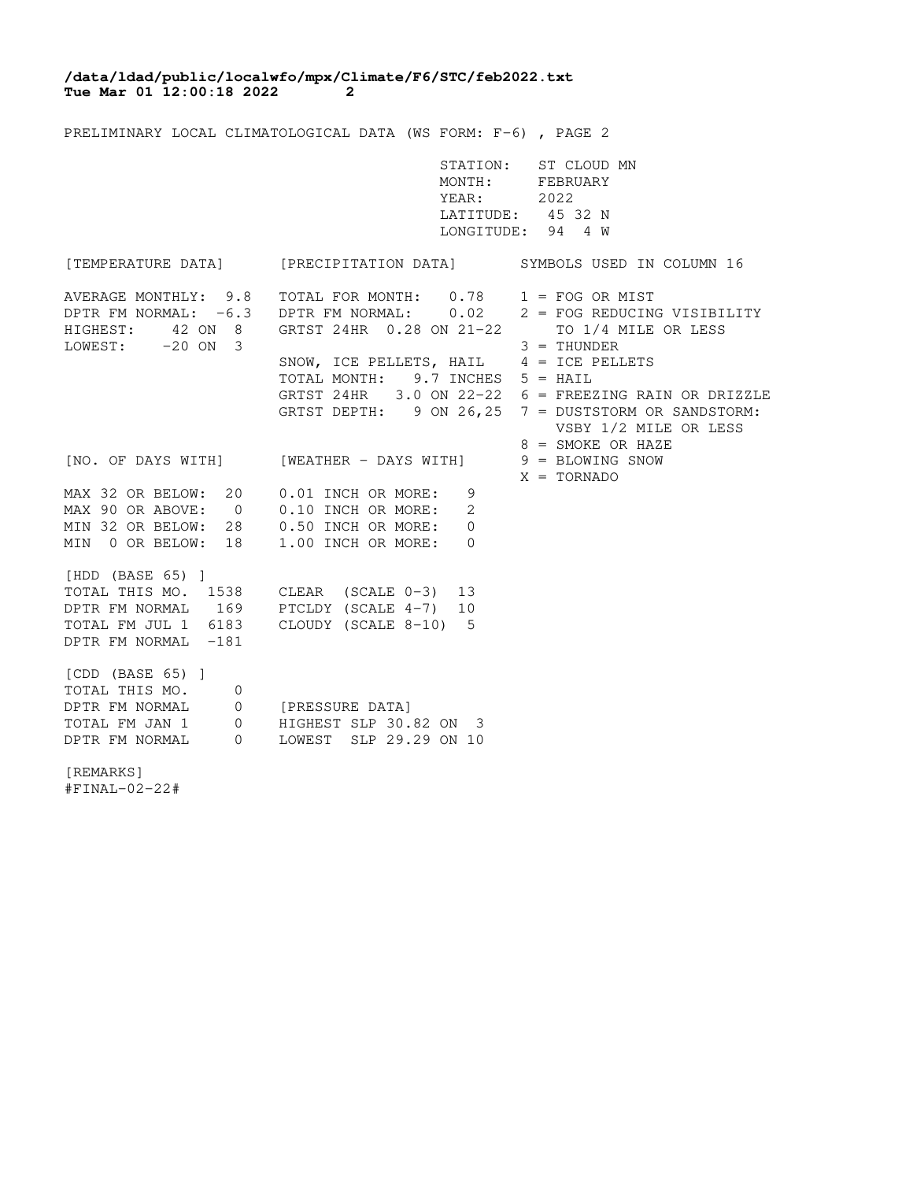**/data/ldad/public/localwfo/mpx/Climate/F6/STC/feb2022.txt**
**Tue Mar 01 12:00:18 2022 2**

PRELIMINARY LOCAL CLIMATOLOGICAL DATA (WS FORM: F-6) , PAGE 2

```
                                    STATION:   ST CLOUD MN
                                    MONTH:     FEBRUARY
                                    YEAR:      2022
                                    LATITUDE:   45 32 N
                                    LONGITUDE:  94  4 W

[TEMPERATURE DATA]      [PRECIPITATION DATA]       SYMBOLS USED IN COLUMN 16

AVERAGE MONTHLY:  9.8   TOTAL FOR MONTH:   0.78    1 = FOG OR MIST
DPTR FM NORMAL:  -6.3   DPTR FM NORMAL:    0.02    2 = FOG REDUCING VISIBILITY
HIGHEST:    42 ON  8    GRTST 24HR  0.28 ON 21-22      TO 1/4 MILE OR LESS
LOWEST:    -20 ON  3                               3 = THUNDER
                        SNOW, ICE PELLETS, HAIL    4 = ICE PELLETS
                        TOTAL MONTH:   9.7 INCHES  5 = HAIL
                        GRTST 24HR   3.0 ON 22-22  6 = FREEZING RAIN OR DRIZZLE
                        GRTST DEPTH:   9 ON 26,25  7 = DUSTSTORM OR SANDSTORM:
                                                       VSBY 1/2 MILE OR LESS
                                                   8 = SMOKE OR HAZE
[NO. OF DAYS WITH]      [WEATHER - DAYS WITH]      9 = BLOWING SNOW
                                                   X = TORNADO
MAX 32 OR BELOW:  20    0.01 INCH OR MORE:   9
MAX 90 OR ABOVE:   0    0.10 INCH OR MORE:   2
MIN 32 OR BELOW:  28    0.50 INCH OR MORE:   0
MIN  0 OR BELOW:  18    1.00 INCH OR MORE:   0

[HDD (BASE 65) ]
TOTAL THIS MO.  1538    CLEAR  (SCALE 0-3)  13
DPTR FM NORMAL   169    PTCLDY (SCALE 4-7)  10
TOTAL FM JUL 1  6183    CLOUDY (SCALE 8-10)  5
DPTR FM NORMAL  -181

[CDD (BASE 65) ]
TOTAL THIS MO.     0
DPTR FM NORMAL     0    [PRESSURE DATA]
TOTAL FM JAN 1     0    HIGHEST SLP 30.82 ON  3
DPTR FM NORMAL     0    LOWEST  SLP 29.29 ON 10

[REMARKS]
#FINAL-02-22#
```